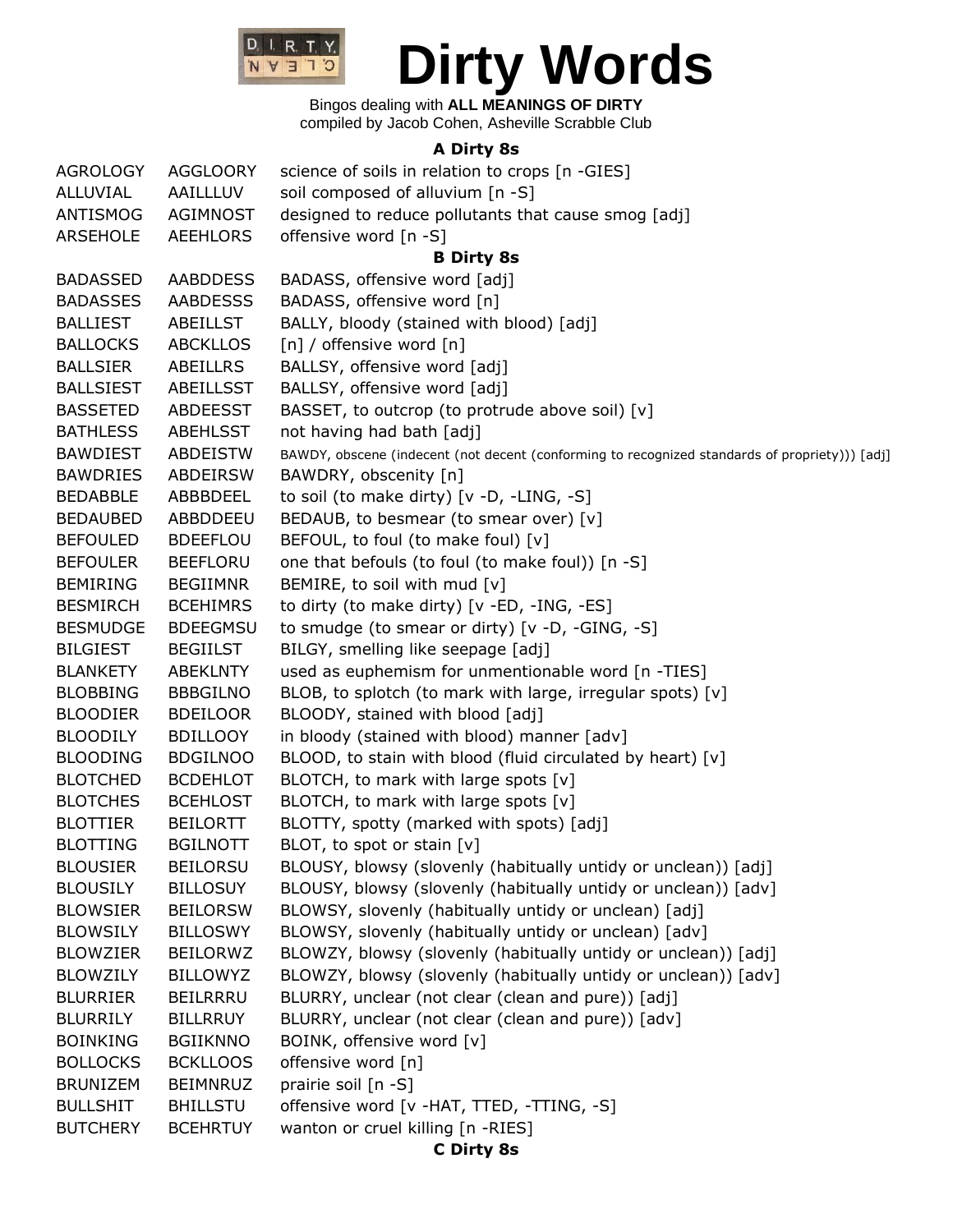# Dirty Words

Bingos dealing with **ALL MEANINGS OF DIRTY**
compiled by Jacob Cohen, Asheville Scrabble Club

### A Dirty 8s

| | | |
|---|---|---|
| AGROLOGY | AGGLOORY | science of soils in relation to crops [n -GIES] |
| ALLUVIAL | AAILLLUV | soil composed of alluvium [n -S] |
| ANTISMOG | AGIMNOST | designed to reduce pollutants that cause smog [adj] |
| ARSEHOLE | AEEHLORS | offensive word [n -S] |

### B Dirty 8s

| | | |
|---|---|---|
| BADASSED | AABDDESS | BADASS, offensive word [adj] |
| BADASSES | AABDESSS | BADASS, offensive word [n] |
| BALLIEST | ABEILLST | BALLY, bloody (stained with blood) [adj] |
| BALLOCKS | ABCKLLOS | [n] / offensive word [n] |
| BALLSIER | ABEILLRS | BALLSY, offensive word [adj] |
| BALLSIEST | ABEILLSST | BALLSY, offensive word [adj] |
| BASSETED | ABDEESST | BASSET, to outcrop (to protrude above soil) [v] |
| BATHLESS | ABEHLSST | not having had bath [adj] |
| BAWDIEST | ABDEISTW | BAWDY, obscene (indecent (not decent (conforming to recognized standards of propriety))) [adj] |
| BAWDRIES | ABDEIRSW | BAWDRY, obscenity [n] |
| BEDABBLE | ABBBDEEL | to soil (to make dirty) [v -D, -LING, -S] |
| BEDAUBED | ABBDDEEU | BEDAUB, to besmear (to smear over) [v] |
| BEFOULED | BDEEFLOU | BEFOUL, to foul (to make foul) [v] |
| BEFOULER | BEEFLORU | one that befouls (to foul (to make foul)) [n -S] |
| BEMIRING | BEGIIMNR | BEMIRE, to soil with mud [v] |
| BESMIRCH | BCEHIMRS | to dirty (to make dirty) [v -ED, -ING, -ES] |
| BESMUDGE | BDEEGMSU | to smudge (to smear or dirty) [v -D, -GING, -S] |
| BILGIEST | BEGIILST | BILGY, smelling like seepage [adj] |
| BLANKETY | ABEKLNTY | used as euphemism for unmentionable word [n -TIES] |
| BLOBBING | BBBGILNO | BLOB, to splotch (to mark with large, irregular spots) [v] |
| BLOODIER | BDEILOOR | BLOODY, stained with blood [adj] |
| BLOODILY | BDILLOOY | in bloody (stained with blood) manner [adv] |
| BLOODING | BDGILNOO | BLOOD, to stain with blood (fluid circulated by heart) [v] |
| BLOTCHED | BCDEHLOT | BLOTCH, to mark with large spots [v] |
| BLOTCHES | BCEHLOST | BLOTCH, to mark with large spots [v] |
| BLOTTIER | BEILORTT | BLOTTY, spotty (marked with spots) [adj] |
| BLOTTING | BGILNOTT | BLOT, to spot or stain [v] |
| BLOUSIER | BEILORSU | BLOUSY, blowsy (slovenly (habitually untidy or unclean)) [adj] |
| BLOUSILY | BILLOSUY | BLOUSY, blowsy (slovenly (habitually untidy or unclean)) [adv] |
| BLOWSIER | BEILORSW | BLOWSY, slovenly (habitually untidy or unclean) [adj] |
| BLOWSILY | BILLOSWY | BLOWSY, slovenly (habitually untidy or unclean) [adv] |
| BLOWZIER | BEILORWZ | BLOWZY, blowsy (slovenly (habitually untidy or unclean)) [adj] |
| BLOWZILY | BILLOWYZ | BLOWZY, blowsy (slovenly (habitually untidy or unclean)) [adv] |
| BLURRIER | BEILRRRU | BLURRY, unclear (not clear (clean and pure)) [adj] |
| BLURRILY | BILLRRUY | BLURRY, unclear (not clear (clean and pure)) [adv] |
| BOINKING | BGIIKNNO | BOINK, offensive word [v] |
| BOLLOCKS | BCKLLOOS | offensive word [n] |
| BRUNIZEM | BEIMNRUZ | prairie soil [n -S] |
| BULLSHIT | BHILLSTU | offensive word [v -HAT, TTED, -TTING, -S] |
| BUTCHERY | BCEHRTUY | wanton or cruel killing [n -RIES] |

### C Dirty 8s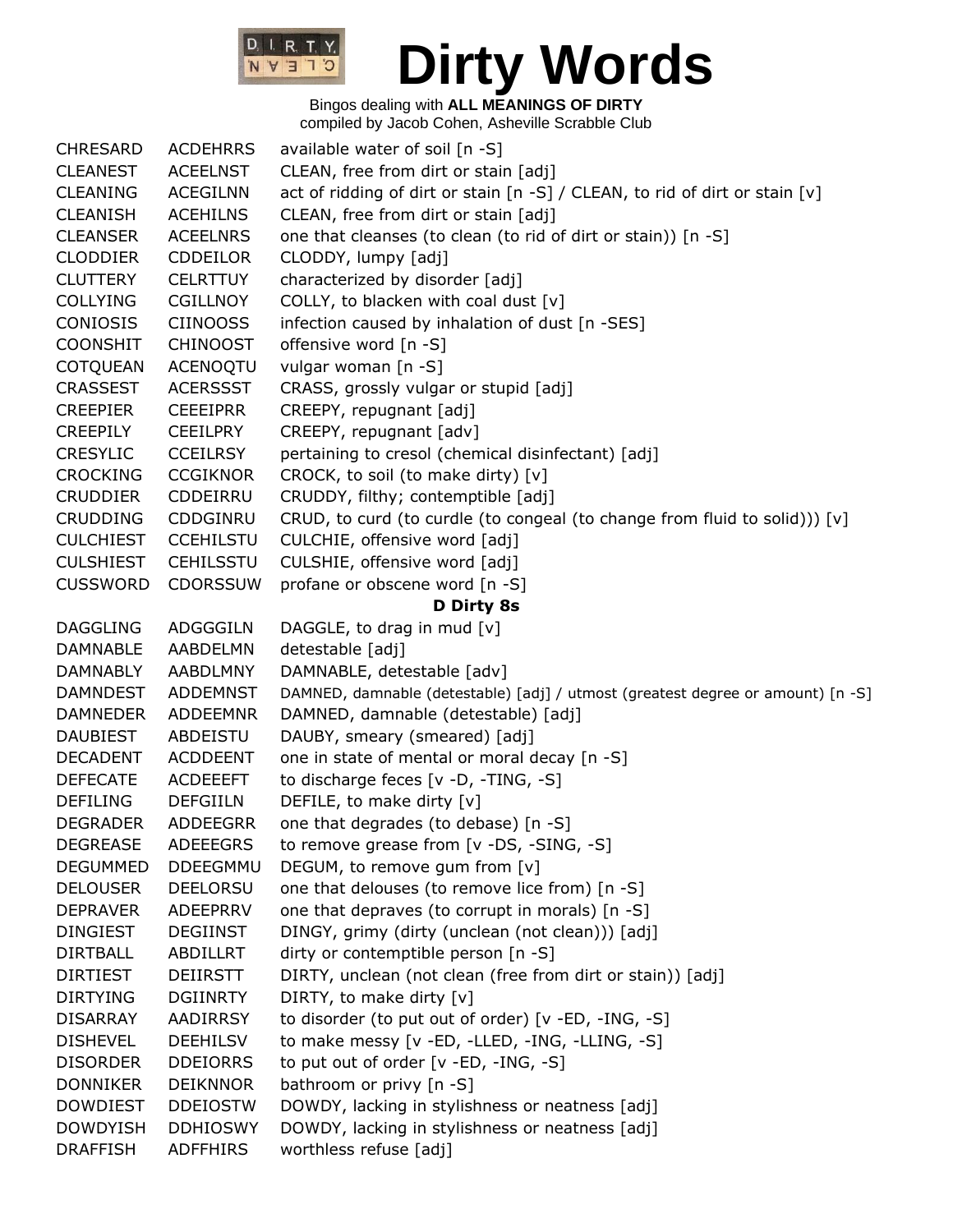# Dirty Words

Bingos dealing with **ALL MEANINGS OF DIRTY**
compiled by Jacob Cohen, Asheville Scrabble Club

| | | |
|---|---|---|
| CHRESARD | ACDEHRRS | available water of soil [n -S] |
| CLEANEST | ACEELNST | CLEAN, free from dirt or stain [adj] |
| CLEANING | ACEGILNN | act of ridding of dirt or stain [n -S] / CLEAN, to rid of dirt or stain [v] |
| CLEANISH | ACEHILNS | CLEAN, free from dirt or stain [adj] |
| CLEANSER | ACEELNRS | one that cleanses (to clean (to rid of dirt or stain)) [n -S] |
| CLODDIER | CDDEILOR | CLODDY, lumpy [adj] |
| CLUTTERY | CELRTTUY | characterized by disorder [adj] |
| COLLYING | CGILLNOY | COLLY, to blacken with coal dust [v] |
| CONIOSIS | CIINOOSS | infection caused by inhalation of dust [n -SES] |
| COONSHIT | CHINOOST | offensive word [n -S] |
| COTQUEAN | ACENOQTU | vulgar woman [n -S] |
| CRASSEST | ACERSSST | CRASS, grossly vulgar or stupid [adj] |
| CREEPIER | CEEEIPRR | CREEPY, repugnant [adj] |
| CREEPILY | CEEILPRY | CREEPY, repugnant [adv] |
| CRESYLIC | CCEILRSY | pertaining to cresol (chemical disinfectant) [adj] |
| CROCKING | CCGIKNOR | CROCK, to soil (to make dirty) [v] |
| CRUDDIER | CDDEIRRU | CRUDDY, filthy; contemptible [adj] |
| CRUDDING | CDDGINRU | CRUD, to curd (to curdle (to congeal (to change from fluid to solid))) [v] |
| CULCHIEST | CCEHILSTU | CULCHIE, offensive word [adj] |
| CULSHIEST | CEHILSSTU | CULSHIE, offensive word [adj] |
| CUSSWORD | CDORSSUW | profane or obscene word [n -S] |
| | | **D Dirty 8s** |
| DAGGLING | ADGGGILN | DAGGLE, to drag in mud [v] |
| DAMNABLE | AABDELMN | detestable [adj] |
| DAMNABLY | AABDLMNY | DAMNABLE, detestable [adv] |
| DAMNDEST | ADDEMNST | DAMNED, damnable (detestable) [adj] / utmost (greatest degree or amount) [n -S] |
| DAMNEDER | ADDEEMNR | DAMNED, damnable (detestable) [adj] |
| DAUBIEST | ABDEISTU | DAUBY, smeary (smeared) [adj] |
| DECADENT | ACDDEENT | one in state of mental or moral decay [n -S] |
| DEFECATE | ACDEEEFT | to discharge feces [v -D, -TING, -S] |
| DEFILING | DEFGIILN | DEFILE, to make dirty [v] |
| DEGRADER | ADDEEGRR | one that degrades (to debase) [n -S] |
| DEGREASE | ADEEEGRS | to remove grease from [v -DS, -SING, -S] |
| DEGUMMED | DDEEGMMU | DEGUM, to remove gum from [v] |
| DELOUSER | DEELORSU | one that delouses (to remove lice from) [n -S] |
| DEPRAVER | ADEEPRRV | one that depraves (to corrupt in morals) [n -S] |
| DINGIEST | DEGIINST | DINGY, grimy (dirty (unclean (not clean))) [adj] |
| DIRTBALL | ABDILLRT | dirty or contemptible person [n -S] |
| DIRTIEST | DEIIRSTT | DIRTY, unclean (not clean (free from dirt or stain)) [adj] |
| DIRTYING | DGIINRTY | DIRTY, to make dirty [v] |
| DISARRAY | AADIRRSY | to disorder (to put out of order) [v -ED, -ING, -S] |
| DISHEVEL | DEEHILSV | to make messy [v -ED, -LLED, -ING, -LLING, -S] |
| DISORDER | DDEIORRS | to put out of order [v -ED, -ING, -S] |
| DONNIKER | DEIKNNOR | bathroom or privy [n -S] |
| DOWDIEST | DDEIOSTW | DOWDY, lacking in stylishness or neatness [adj] |
| DOWDYISH | DDHIOSWY | DOWDY, lacking in stylishness or neatness [adj] |
| DRAFFISH | ADFFHIRS | worthless refuse [adj] |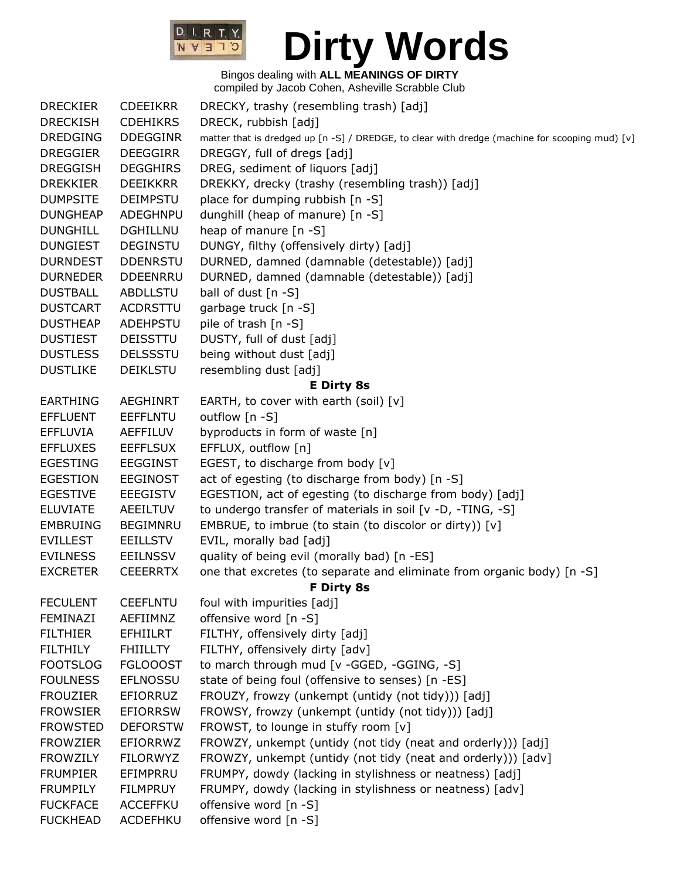# Dirty Words

Bingos dealing with **ALL MEANINGS OF DIRTY**
compiled by Jacob Cohen, Asheville Scrabble Club

| | | |
|---|---|---|
| DRECKIER | CDEEIKRR | DRECKY, trashy (resembling trash) [adj] |
| DRECKISH | CDEHIKRS | DRECK, rubbish [adj] |
| DREDGING | DDEGGINR | matter that is dredged up [n -S] / DREDGE, to clear with dredge (machine for scooping mud) [v] |
| DREGGIER | DEEGGIRR | DREGGY, full of dregs [adj] |
| DREGGISH | DEGGHIRS | DREG, sediment of liquors [adj] |
| DREKKIER | DEEIKKRR | DREKKY, drecky (trashy (resembling trash)) [adj] |
| DUMPSITE | DEIMPSTU | place for dumping rubbish [n -S] |
| DUNGHEAP | ADEGHNPU | dunghill (heap of manure) [n -S] |
| DUNGHILL | DGHILLNU | heap of manure [n -S] |
| DUNGIEST | DEGINSTU | DUNGY, filthy (offensively dirty) [adj] |
| DURNDEST | DDENRSTU | DURNED, damned (damnable (detestable)) [adj] |
| DURNEDER | DDEENRRU | DURNED, damned (damnable (detestable)) [adj] |
| DUSTBALL | ABDLLSTU | ball of dust [n -S] |
| DUSTCART | ACDRSTTU | garbage truck [n -S] |
| DUSTHEAP | ADEHPSTU | pile of trash [n -S] |
| DUSTIEST | DEISSTTU | DUSTY, full of dust [adj] |
| DUSTLESS | DELSSSTU | being without dust [adj] |
| DUSTLIKE | DEIKLSTU | resembling dust [adj] |
| | | **E Dirty 8s** |
| EARTHING | AEGHINRT | EARTH, to cover with earth (soil) [v] |
| EFFLUENT | EEFFLNTU | outflow [n -S] |
| EFFLUVIA | AEFFILUV | byproducts in form of waste [n] |
| EFFLUXES | EEFFLSUX | EFFLUX, outflow [n] |
| EGESTING | EEGGINST | EGEST, to discharge from body [v] |
| EGESTION | EEGINOST | act of egesting (to discharge from body) [n -S] |
| EGESTIVE | EEEGISTV | EGESTION, act of egesting (to discharge from body) [adj] |
| ELUVIATE | AEEILTUV | to undergo transfer of materials in soil [v -D, -TING, -S] |
| EMBRUING | BEGIMNRU | EMBRUE, to imbrue (to stain (to discolor or dirty)) [v] |
| EVILLEST | EEILLSTV | EVIL, morally bad [adj] |
| EVILNESS | EEILNSSV | quality of being evil (morally bad) [n -ES] |
| EXCRETER | CEEERRTX | one that excretes (to separate and eliminate from organic body) [n -S] |
| | | **F Dirty 8s** |
| FECULENT | CEEFLNTU | foul with impurities [adj] |
| FEMINAZI | AEFIIMNZ | offensive word [n -S] |
| FILTHIER | EFHIILRT | FILTHY, offensively dirty [adj] |
| FILTHILY | FHIILLTY | FILTHY, offensively dirty [adv] |
| FOOTSLOG | FGLOOOST | to march through mud [v -GGED, -GGING, -S] |
| FOULNESS | EFLNOSSU | state of being foul (offensive to senses) [n -ES] |
| FROUZIER | EFIORRUZ | FROUZY, frowzy (unkempt (untidy (not tidy))) [adj] |
| FROWSIER | EFIORRSW | FROWSY, frowzy (unkempt (untidy (not tidy))) [adj] |
| FROWSTED | DEFORSTW | FROWST, to lounge in stuffy room [v] |
| FROWZIER | EFIORRWZ | FROWZY, unkempt (untidy (not tidy (neat and orderly))) [adj] |
| FROWZILY | FILORWYZ | FROWZY, unkempt (untidy (not tidy (neat and orderly))) [adv] |
| FRUMPIER | EFIMPRRU | FRUMPY, dowdy (lacking in stylishness or neatness) [adj] |
| FRUMPILY | FILMPRUY | FRUMPY, dowdy (lacking in stylishness or neatness) [adv] |
| FUCKFACE | ACCEFFKU | offensive word [n -S] |
| FUCKHEAD | ACDEFHKU | offensive word [n -S] |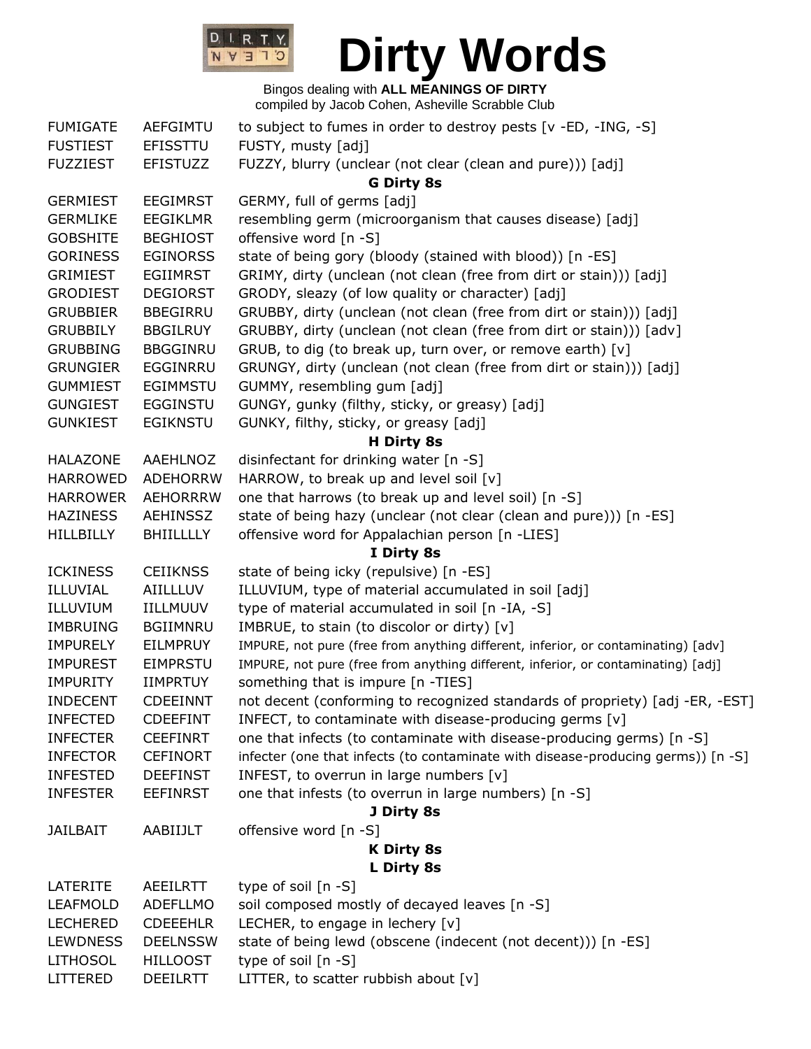# Dirty Words

Bingos dealing with **ALL MEANINGS OF DIRTY**
compiled by Jacob Cohen, Asheville Scrabble Club

| | | |
|---|---|---|
| FUMIGATE | AEFGIMTU | to subject to fumes in order to destroy pests [v -ED, -ING, -S] |
| FUSTIEST | EFISSTTU | FUSTY, musty [adj] |
| FUZZIEST | EFISTUZZ | FUZZY, blurry (unclear (not clear (clean and pure))) [adj] |
| | | **G Dirty 8s** |
| GERMIEST | EEGIMRST | GERMY, full of germs [adj] |
| GERMLIKE | EEGIKLMR | resembling germ (microorganism that causes disease) [adj] |
| GOBSHITE | BEGHIOST | offensive word [n -S] |
| GORINESS | EGINORSS | state of being gory (bloody (stained with blood)) [n -ES] |
| GRIMIEST | EGIIMRST | GRIMY, dirty (unclean (not clean (free from dirt or stain))) [adj] |
| GRODIEST | DEGIORST | GRODY, sleazy (of low quality or character) [adj] |
| GRUBBIER | BBEGIRRU | GRUBBY, dirty (unclean (not clean (free from dirt or stain))) [adj] |
| GRUBBILY | BBGILRUY | GRUBBY, dirty (unclean (not clean (free from dirt or stain))) [adv] |
| GRUBBING | BBGGINRU | GRUB, to dig (to break up, turn over, or remove earth) [v] |
| GRUNGIER | EGGINRRU | GRUNGY, dirty (unclean (not clean (free from dirt or stain))) [adj] |
| GUMMIEST | EGIMMSTU | GUMMY, resembling gum [adj] |
| GUNGIEST | EGGINSTU | GUNGY, gunky (filthy, sticky, or greasy) [adj] |
| GUNKIEST | EGIKNSTU | GUNKY, filthy, sticky, or greasy [adj] |
| | | **H Dirty 8s** |
| HALAZONE | AAEHLNOZ | disinfectant for drinking water [n -S] |
| HARROWED | ADEHORRW | HARROW, to break up and level soil [v] |
| HARROWER | AEHORRRW | one that harrows (to break up and level soil) [n -S] |
| HAZINESS | AEHINSSZ | state of being hazy (unclear (not clear (clean and pure))) [n -ES] |
| HILLBILLY | BHIILLLLY | offensive word for Appalachian person [n -LIES] |
| | | **I Dirty 8s** |
| ICKINESS | CEIIKNSS | state of being icky (repulsive) [n -ES] |
| ILLUVIAL | AIILLLUV | ILLUVIUM, type of material accumulated in soil [adj] |
| ILLUVIUM | IILLMUUV | type of material accumulated in soil [n -IA, -S] |
| IMBRUING | BGIIMNRU | IMBRUE, to stain (to discolor or dirty) [v] |
| IMPURELY | EILMPRUY | IMPURE, not pure (free from anything different, inferior, or contaminating) [adv] |
| IMPUREST | EIMPRSTU | IMPURE, not pure (free from anything different, inferior, or contaminating) [adj] |
| IMPURITY | IIMPRTUY | something that is impure [n -TIES] |
| INDECENT | CDEEINNT | not decent (conforming to recognized standards of propriety) [adj -ER, -EST] |
| INFECTED | CDEEFINT | INFECT, to contaminate with disease-producing germs [v] |
| INFECTER | CEEFINRT | one that infects (to contaminate with disease-producing germs) [n -S] |
| INFECTOR | CEFINORT | infecter (one that infects (to contaminate with disease-producing germs)) [n -S] |
| INFESTED | DEEFINST | INFEST, to overrun in large numbers [v] |
| INFESTER | EEFINRST | one that infests (to overrun in large numbers) [n -S] |
| | | **J Dirty 8s** |
| JAILBAIT | AABIIJLT | offensive word [n -S] |
| | | **K Dirty 8s** |
| | | **L Dirty 8s** |
| LATERITE | AEEILRTT | type of soil [n -S] |
| LEAFMOLD | ADEFLLMO | soil composed mostly of decayed leaves [n -S] |
| LECHERED | CDEEEHLR | LECHER, to engage in lechery [v] |
| LEWDNESS | DEELNSSW | state of being lewd (obscene (indecent (not decent))) [n -ES] |
| LITHOSOL | HILLOOST | type of soil [n -S] |
| LITTERED | DEEILRTT | LITTER, to scatter rubbish about [v] |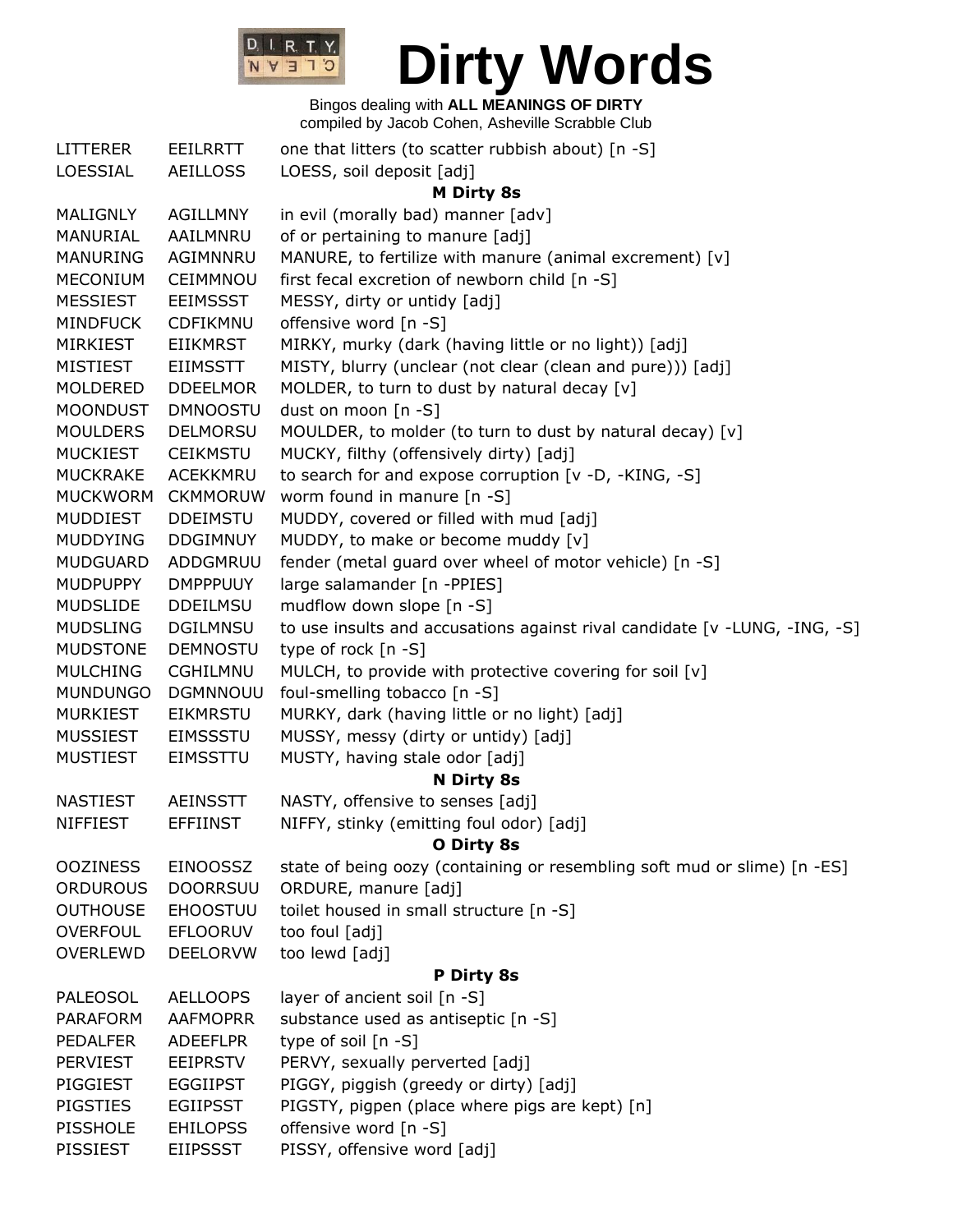# Dirty Words

Bingos dealing with **ALL MEANINGS OF DIRTY**
compiled by Jacob Cohen, Asheville Scrabble Club

| | | |
|---|---|---|
| LITTERER | EEILRRTT | one that litters (to scatter rubbish about) [n -S] |
| LOESSIAL | AEILLOSS | LOESS, soil deposit [adj] |
| | | **M Dirty 8s** |
| MALIGNLY | AGILLMNY | in evil (morally bad) manner [adv] |
| MANURIAL | AAILMNRU | of or pertaining to manure [adj] |
| MANURING | AGIMNNRU | MANURE, to fertilize with manure (animal excrement) [v] |
| MECONIUM | CEIMMNOU | first fecal excretion of newborn child [n -S] |
| MESSIEST | EEIMSSST | MESSY, dirty or untidy [adj] |
| MINDFUCK | CDFIKMNU | offensive word [n -S] |
| MIRKIEST | EIIKMRST | MIRKY, murky (dark (having little or no light)) [adj] |
| MISTIEST | EIIMSSTT | MISTY, blurry (unclear (not clear (clean and pure))) [adj] |
| MOLDERED | DDEELMOR | MOLDER, to turn to dust by natural decay [v] |
| MOONDUST | DMNOOSTU | dust on moon [n -S] |
| MOULDERS | DELMORSU | MOULDER, to molder (to turn to dust by natural decay) [v] |
| MUCKIEST | CEIKMSTU | MUCKY, filthy (offensively dirty) [adj] |
| MUCKRAKE | ACEKKMRU | to search for and expose corruption [v -D, -KING, -S] |
| MUCKWORM | CKMMORUW | worm found in manure [n -S] |
| MUDDIEST | DDEIMSTU | MUDDY, covered or filled with mud [adj] |
| MUDDYING | DDGIMNUY | MUDDY, to make or become muddy [v] |
| MUDGUARD | ADDGMRUU | fender (metal guard over wheel of motor vehicle) [n -S] |
| MUDPUPPY | DMPPPUUY | large salamander [n -PPIES] |
| MUDSLIDE | DDEILMSU | mudflow down slope [n -S] |
| MUDSLING | DGILMNSU | to use insults and accusations against rival candidate [v -LUNG, -ING, -S] |
| MUDSTONE | DEMNOSTU | type of rock [n -S] |
| MULCHING | CGHILMNU | MULCH, to provide with protective covering for soil [v] |
| MUNDUNGO | DGMNNOUU | foul-smelling tobacco [n -S] |
| MURKIEST | EIKMRSTU | MURKY, dark (having little or no light) [adj] |
| MUSSIEST | EIMSSSTU | MUSSY, messy (dirty or untidy) [adj] |
| MUSTIEST | EIMSSTTU | MUSTY, having stale odor [adj] |
| | | **N Dirty 8s** |
| NASTIEST | AEINSSTT | NASTY, offensive to senses [adj] |
| NIFFIEST | EFFIINST | NIFFY, stinky (emitting foul odor) [adj] |
| | | **O Dirty 8s** |
| OOZINESS | EINOOSSZ | state of being oozy (containing or resembling soft mud or slime) [n -ES] |
| ORDUROUS | DOORRSUU | ORDURE, manure [adj] |
| OUTHOUSE | EHOOSTUU | toilet housed in small structure [n -S] |
| OVERFOUL | EFLOORUV | too foul [adj] |
| OVERLEWD | DEELORVW | too lewd [adj] |
| | | **P Dirty 8s** |
| PALEOSOL | AELLOOPS | layer of ancient soil [n -S] |
| PARAFORM | AAFMOPRR | substance used as antiseptic [n -S] |
| PEDALFER | ADEEFLPR | type of soil [n -S] |
| PERVIEST | EEIPRSTV | PERVY, sexually perverted [adj] |
| PIGGIEST | EGGIIPST | PIGGY, piggish (greedy or dirty) [adj] |
| PIGSTIES | EGIIPSST | PIGSTY, pigpen (place where pigs are kept) [n] |
| PISSHOLE | EHILOPSS | offensive word [n -S] |
| PISSIEST | EIIPSSST | PISSY, offensive word [adj] |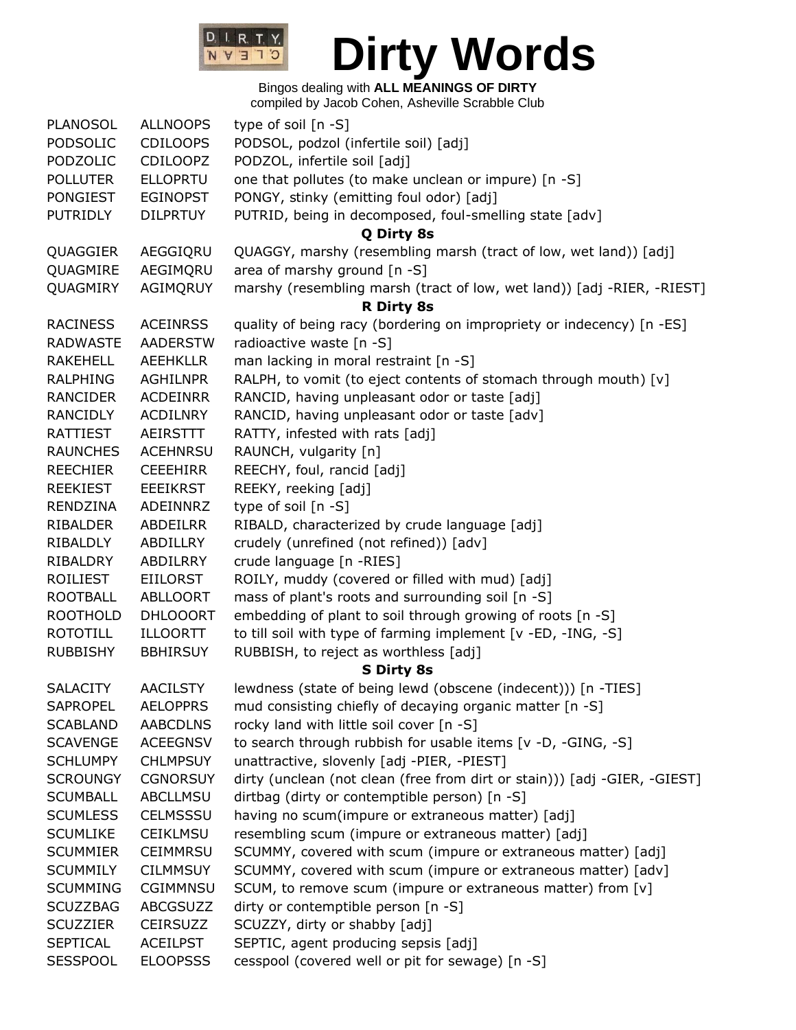# Dirty Words

Bingos dealing with **ALL MEANINGS OF DIRTY**
compiled by Jacob Cohen, Asheville Scrabble Club

| | | |
|---|---|---|
| PLANOSOL | ALLNOOPS | type of soil [n -S] |
| PODSOLIC | CDILOOPS | PODSOL, podzol (infertile soil) [adj] |
| PODZOLIC | CDILOOPZ | PODZOL, infertile soil [adj] |
| POLLUTER | ELLOPRTU | one that pollutes (to make unclean or impure) [n -S] |
| PONGIEST | EGINOPST | PONGY, stinky (emitting foul odor) [adj] |
| PUTRIDLY | DILPRTUY | PUTRID, being in decomposed, foul-smelling state [adv] |

**Q Dirty 8s**

| | | |
|---|---|---|
| QUAGGIER | AEGGIQRU | QUAGGY, marshy (resembling marsh (tract of low, wet land)) [adj] |
| QUAGMIRE | AEGIMQRU | area of marshy ground [n -S] |
| QUAGMIRY | AGIMQRUY | marshy (resembling marsh (tract of low, wet land)) [adj -RIER, -RIEST] |

**R Dirty 8s**

| | | |
|---|---|---|
| RACINESS | ACEINRSS | quality of being racy (bordering on impropriety or indecency) [n -ES] |
| RADWASTE | AADERSTW | radioactive waste [n -S] |
| RAKEHELL | AEEHKLLR | man lacking in moral restraint [n -S] |
| RALPHING | AGHILNPR | RALPH, to vomit (to eject contents of stomach through mouth) [v] |
| RANCIDER | ACDEINRR | RANCID, having unpleasant odor or taste [adj] |
| RANCIDLY | ACDILNRY | RANCID, having unpleasant odor or taste [adv] |
| RATTIEST | AEIRSTTT | RATTY, infested with rats [adj] |
| RAUNCHES | ACEHNRSU | RAUNCH, vulgarity [n] |
| REECHIER | CEEEHIRR | REECHY, foul, rancid [adj] |
| REEKIEST | EEEIKRST | REEKY, reeking [adj] |
| RENDZINA | ADEINNRZ | type of soil [n -S] |
| RIBALDER | ABDEILRR | RIBALD, characterized by crude language [adj] |
| RIBALDLY | ABDILLRY | crudely (unrefined (not refined)) [adv] |
| RIBALDRY | ABDILRRY | crude language [n -RIES] |
| ROILIEST | EIILORST | ROILY, muddy (covered or filled with mud) [adj] |
| ROOTBALL | ABLLOORT | mass of plant's roots and surrounding soil [n -S] |
| ROOTHOLD | DHLOOORT | embedding of plant to soil through growing of roots [n -S] |
| ROTOTILL | ILLOORTT | to till soil with type of farming implement [v -ED, -ING, -S] |
| RUBBISHY | BBHIRSUY | RUBBISH, to reject as worthless [adj] |

**S Dirty 8s**

| | | |
|---|---|---|
| SALACITY | AACILSTY | lewdness (state of being lewd (obscene (indecent))) [n -TIES] |
| SAPROPEL | AELOPPRS | mud consisting chiefly of decaying organic matter [n -S] |
| SCABLAND | AABCDLNS | rocky land with little soil cover [n -S] |
| SCAVENGE | ACEEGNSV | to search through rubbish for usable items [v -D, -GING, -S] |
| SCHLUMPY | CHLMPSUY | unattractive, slovenly [adj -PIER, -PIEST] |
| SCROUNGY | CGNORSUY | dirty (unclean (not clean (free from dirt or stain))) [adj -GIER, -GIEST] |
| SCUMBALL | ABCLLMSU | dirtbag (dirty or contemptible person) [n -S] |
| SCUMLESS | CELMSSSU | having no scum(impure or extraneous matter) [adj] |
| SCUMLIKE | CEIKLMSU | resembling scum (impure or extraneous matter) [adj] |
| SCUMMIER | CEIMMRSU | SCUMMY, covered with scum (impure or extraneous matter) [adj] |
| SCUMMILY | CILMMSUY | SCUMMY, covered with scum (impure or extraneous matter) [adv] |
| SCUMMING | CGIMMNSU | SCUM, to remove scum (impure or extraneous matter) from [v] |
| SCUZZBAG | ABCGSUZZ | dirty or contemptible person [n -S] |
| SCUZZIER | CEIRSUZZ | SCUZZY, dirty or shabby [adj] |
| SEPTICAL | ACEILPST | SEPTIC, agent producing sepsis [adj] |
| SESSPOOL | ELOOPSSS | cesspool (covered well or pit for sewage) [n -S] |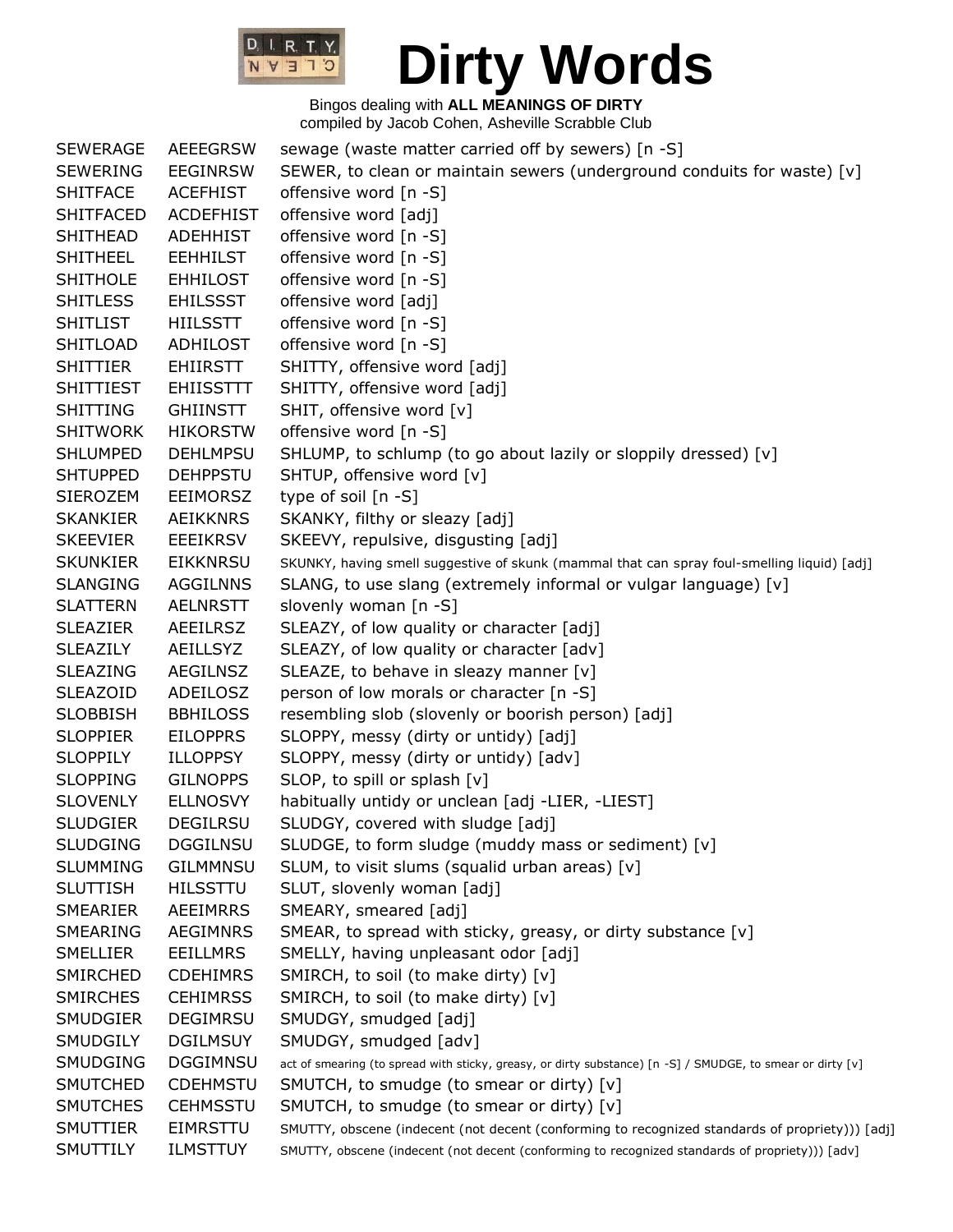# Dirty Words

Bingos dealing with **ALL MEANINGS OF DIRTY**
compiled by Jacob Cohen, Asheville Scrabble Club

| | | |
|---|---|---|
| SEWERAGE | AEEEGRSW | sewage (waste matter carried off by sewers) [n -S] |
| SEWERING | EEGINRSW | SEWER, to clean or maintain sewers (underground conduits for waste) [v] |
| SHITFACE | ACEFHIST | offensive word [n -S] |
| SHITFACED | ACDEFHIST | offensive word [adj] |
| SHITHEAD | ADEHHIST | offensive word [n -S] |
| SHITHEEL | EEHHILST | offensive word [n -S] |
| SHITHOLE | EHHILOST | offensive word [n -S] |
| SHITLESS | EHILSSST | offensive word [adj] |
| SHITLIST | HIILSSTT | offensive word [n -S] |
| SHITLOAD | ADHILOST | offensive word [n -S] |
| SHITTIER | EHIIRSTT | SHITTY, offensive word [adj] |
| SHITTIEST | EHIISSTTT | SHITTY, offensive word [adj] |
| SHITTING | GHIINSTT | SHIT, offensive word [v] |
| SHITWORK | HIKORSTW | offensive word [n -S] |
| SHLUMPED | DEHLMPSU | SHLUMP, to schlump (to go about lazily or sloppily dressed) [v] |
| SHTUPPED | DEHPPSTU | SHTUP, offensive word [v] |
| SIEROZEM | EEIMORSZ | type of soil [n -S] |
| SKANKIER | AEIKKNRS | SKANKY, filthy or sleazy [adj] |
| SKEEVIER | EEEIKRSV | SKEEVY, repulsive, disgusting [adj] |
| SKUNKIER | EIKKNRSU | SKUNKY, having smell suggestive of skunk (mammal that can spray foul-smelling liquid) [adj] |
| SLANGING | AGGILNNS | SLANG, to use slang (extremely informal or vulgar language) [v] |
| SLATTERN | AELNRSTT | slovenly woman [n -S] |
| SLEAZIER | AEEILRSZ | SLEAZY, of low quality or character [adj] |
| SLEAZILY | AEILLSYZ | SLEAZY, of low quality or character [adv] |
| SLEAZING | AEGILNSZ | SLEAZE, to behave in sleazy manner [v] |
| SLEAZOID | ADEILOSZ | person of low morals or character [n -S] |
| SLOBBISH | BBHILOSS | resembling slob (slovenly or boorish person) [adj] |
| SLOPPIER | EILOPPRS | SLOPPY, messy (dirty or untidy) [adj] |
| SLOPPILY | ILLOPPSY | SLOPPY, messy (dirty or untidy) [adv] |
| SLOPPING | GILNOPPS | SLOP, to spill or splash [v] |
| SLOVENLY | ELLNOSVY | habitually untidy or unclean [adj -LIER, -LIEST] |
| SLUDGIER | DEGILRSU | SLUDGY, covered with sludge [adj] |
| SLUDGING | DGGILNSU | SLUDGE, to form sludge (muddy mass or sediment) [v] |
| SLUMMING | GILMMNSU | SLUM, to visit slums (squalid urban areas) [v] |
| SLUTTISH | HILSSTTU | SLUT, slovenly woman [adj] |
| SMEARIER | AEEIMRRS | SMEARY, smeared [adj] |
| SMEARING | AEGIMNRS | SMEAR, to spread with sticky, greasy, or dirty substance [v] |
| SMELLIER | EEILLMRS | SMELLY, having unpleasant odor [adj] |
| SMIRCHED | CDEHIMRS | SMIRCH, to soil (to make dirty) [v] |
| SMIRCHES | CEHIMRSS | SMIRCH, to soil (to make dirty) [v] |
| SMUDGIER | DEGIMRSU | SMUDGY, smudged [adj] |
| SMUDGILY | DGILMSUY | SMUDGY, smudged [adv] |
| SMUDGING | DGGIMNSU | act of smearing (to spread with sticky, greasy, or dirty substance) [n -S] / SMUDGE, to smear or dirty [v] |
| SMUTCHED | CDEHMSTU | SMUTCH, to smudge (to smear or dirty) [v] |
| SMUTCHES | CEHMSSTU | SMUTCH, to smudge (to smear or dirty) [v] |
| SMUTTIER | EIMRSTTU | SMUTTY, obscene (indecent (not decent (conforming to recognized standards of propriety))) [adj] |
| SMUTTILY | ILMSTTUY | SMUTTY, obscene (indecent (not decent (conforming to recognized standards of propriety))) [adv] |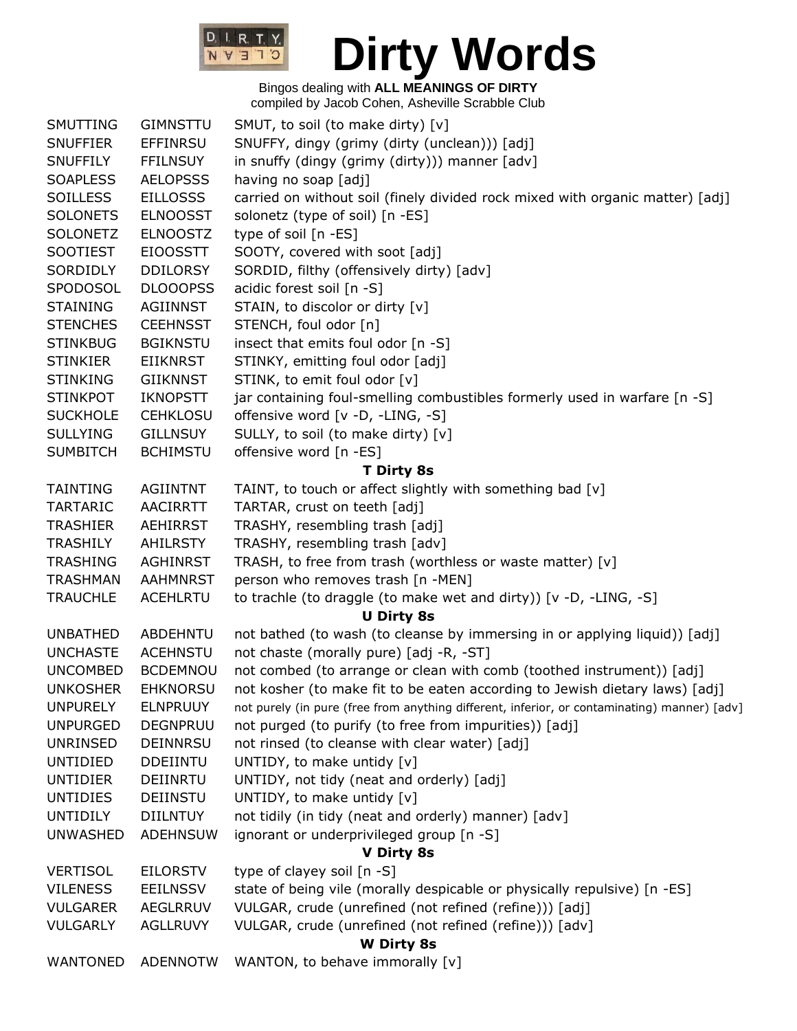# Dirty Words

Bingos dealing with **ALL MEANINGS OF DIRTY**
compiled by Jacob Cohen, Asheville Scrabble Club

| | | |
|---|---|---|
| SMUTTING | GIMNSTTU | SMUT, to soil (to make dirty) [v] |
| SNUFFIER | EFFINRSU | SNUFFY, dingy (grimy (dirty (unclean))) [adj] |
| SNUFFILY | FFILNSUY | in snuffy (dingy (grimy (dirty))) manner [adv] |
| SOAPLESS | AELOPSSS | having no soap [adj] |
| SOILLESS | EILLOSSS | carried on without soil (finely divided rock mixed with organic matter) [adj] |
| SOLONETS | ELNOOSST | solonetz (type of soil) [n -ES] |
| SOLONETZ | ELNOOSTZ | type of soil [n -ES] |
| SOOTIEST | EIOOSSTT | SOOTY, covered with soot [adj] |
| SORDIDLY | DDILORSY | SORDID, filthy (offensively dirty) [adv] |
| SPODOSOL | DLOOOPSS | acidic forest soil [n -S] |
| STAINING | AGIINNST | STAIN, to discolor or dirty [v] |
| STENCHES | CEEHNSST | STENCH, foul odor [n] |
| STINKBUG | BGIKNSTU | insect that emits foul odor [n -S] |
| STINKIER | EIIKNRST | STINKY, emitting foul odor [adj] |
| STINKING | GIIKNNST | STINK, to emit foul odor [v] |
| STINKPOT | IKNOPSTT | jar containing foul-smelling combustibles formerly used in warfare [n -S] |
| SUCKHOLE | CEHKLOSU | offensive word [v -D, -LING, -S] |
| SULLYING | GILLNSUY | SULLY, to soil (to make dirty) [v] |
| SUMBITCH | BCHIMSTU | offensive word [n -ES] |
| | | **T Dirty 8s** |
| TAINTING | AGIINTNT | TAINT, to touch or affect slightly with something bad [v] |
| TARTARIC | AACIRRTT | TARTAR, crust on teeth [adj] |
| TRASHIER | AEHIRRST | TRASHY, resembling trash [adj] |
| TRASHILY | AHILRSTY | TRASHY, resembling trash [adv] |
| TRASHING | AGHINRST | TRASH, to free from trash (worthless or waste matter) [v] |
| TRASHMAN | AAHMNRST | person who removes trash [n -MEN] |
| TRAUCHLE | ACEHLRTU | to trachle (to draggle (to make wet and dirty)) [v -D, -LING, -S] |
| | | **U Dirty 8s** |
| UNBATHED | ABDEHNTU | not bathed (to wash (to cleanse by immersing in or applying liquid)) [adj] |
| UNCHASTE | ACEHNSTU | not chaste (morally pure) [adj -R, -ST] |
| UNCOMBED | BCDEMNOU | not combed (to arrange or clean with comb (toothed instrument)) [adj] |
| UNKOSHER | EHKNORSU | not kosher (to make fit to be eaten according to Jewish dietary laws) [adj] |
| UNPURELY | ELNPRUUY | not purely (in pure (free from anything different, inferior, or contaminating) manner) [adv] |
| UNPURGED | DEGNPRUU | not purged (to purify (to free from impurities)) [adj] |
| UNRINSED | DEINNRSU | not rinsed (to cleanse with clear water) [adj] |
| UNTIDIED | DDEIINTU | UNTIDY, to make untidy [v] |
| UNTIDIER | DEIINRTU | UNTIDY, not tidy (neat and orderly) [adj] |
| UNTIDIES | DEIINSTU | UNTIDY, to make untidy [v] |
| UNTIDILY | DIILNTUY | not tidily (in tidy (neat and orderly) manner) [adv] |
| UNWASHED | ADEHNSUW | ignorant or underprivileged group [n -S] |
| | | **V Dirty 8s** |
| VERTISOL | EILORSTV | type of clayey soil [n -S] |
| VILENESS | EEILNSSV | state of being vile (morally despicable or physically repulsive) [n -ES] |
| VULGARER | AEGLRRUV | VULGAR, crude (unrefined (not refined (refine))) [adj] |
| VULGARLY | AGLLRUVY | VULGAR, crude (unrefined (not refined (refine))) [adv] |
| | | **W Dirty 8s** |
| WANTONED | ADENNOTW | WANTON, to behave immorally [v] |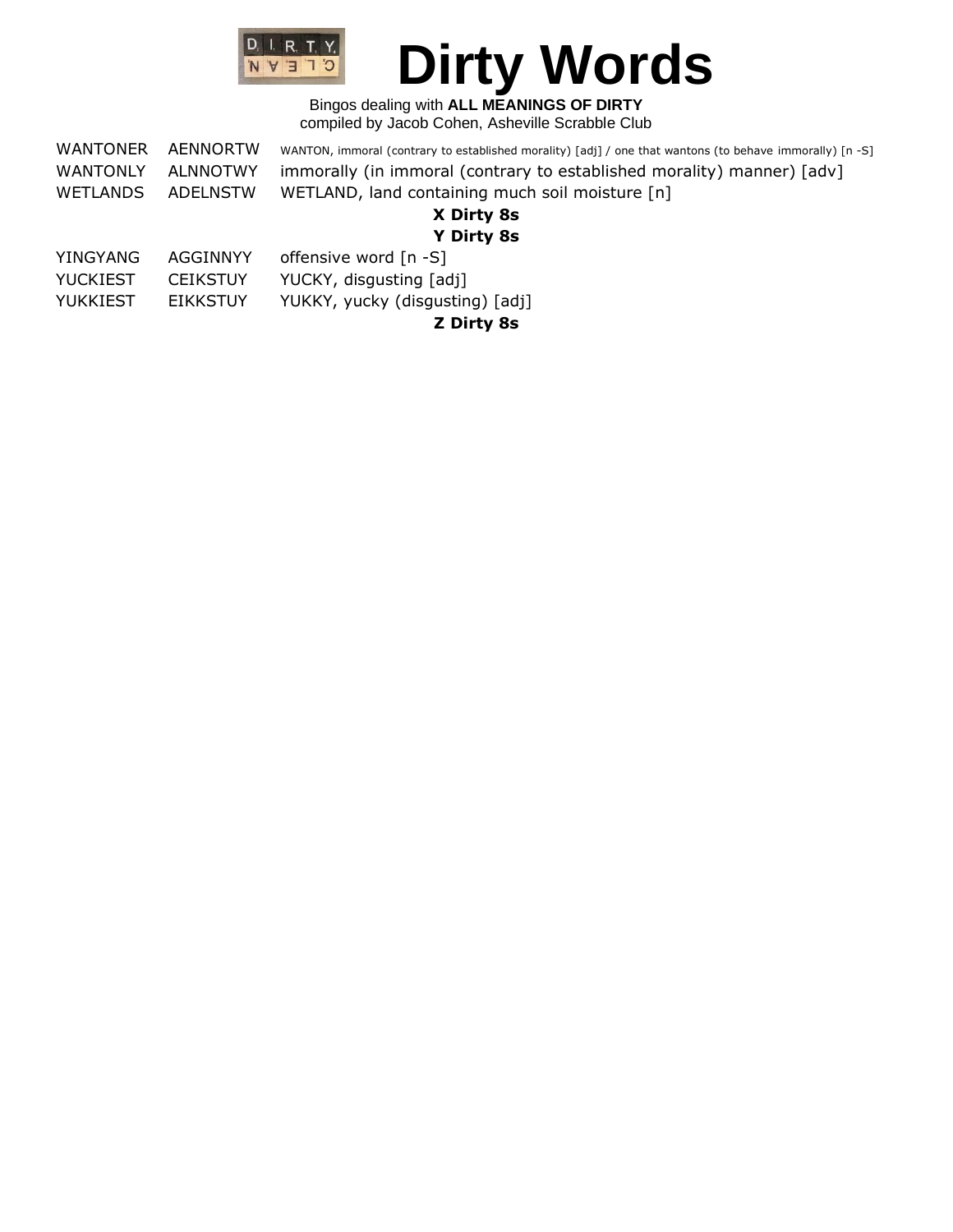# Dirty Words

Bingos dealing with **ALL MEANINGS OF DIRTY**
compiled by Jacob Cohen, Asheville Scrabble Club

| | | |
|---|---|---|
| WANTONER | AENNORTW | WANTON, immoral (contrary to established morality) [adj] / one that wantons (to behave immorally) [n -S] |
| WANTONLY | ALNNOTWY | immorally (in immoral (contrary to established morality) manner) [adv] |
| WETLANDS | ADELNSTW | WETLAND, land containing much soil moisture [n] |

**X Dirty 8s**

**Y Dirty 8s**

| | | |
|---|---|---|
| YINGYANG | AGGINNYY | offensive word [n -S] |
| YUCKIEST | CEIKSTUY | YUCKY, disgusting [adj] |
| YUKKIEST | EIKKSTUY | YUKKY, yucky (disgusting) [adj] |

**Z Dirty 8s**